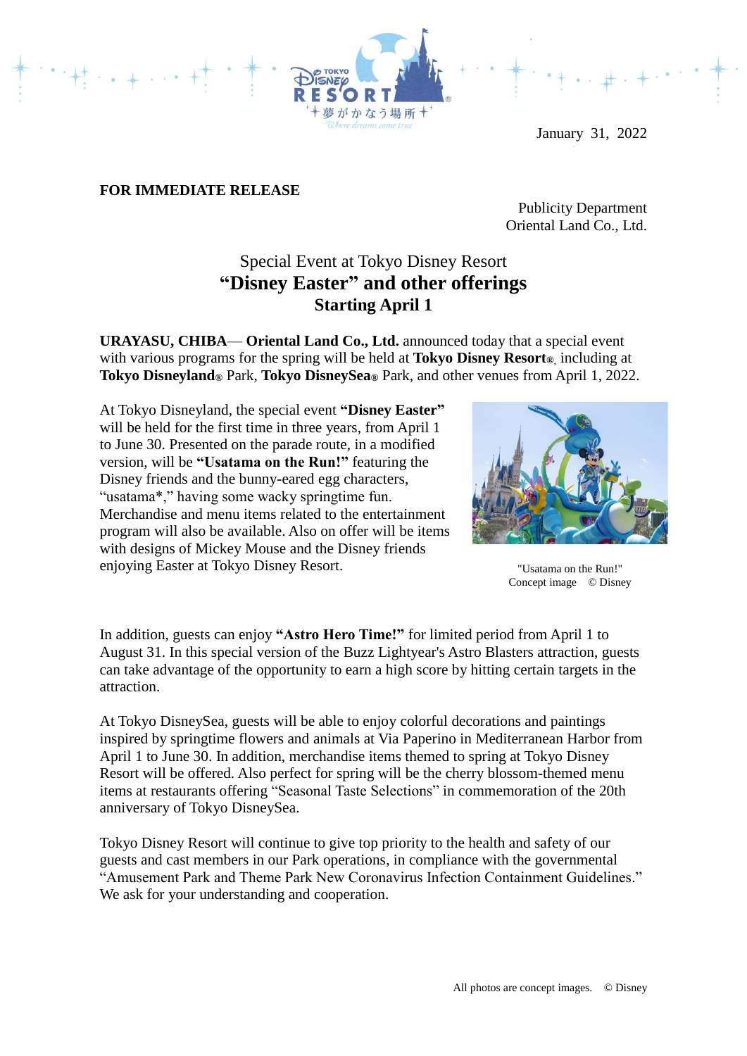January 31, 2022

**FOR IMMEDIATE RELEASE**

Publicity Department
Oriental Land Co., Ltd.

# Special Event at Tokyo Disney Resort
# **"Disney Easter" and other offerings**
## **Starting April 1**

**URAYASU, CHIBA**— **Oriental Land Co., Ltd.** announced today that a special event with various programs for the spring will be held at **Tokyo Disney Resort®**, including at **Tokyo Disneyland®** Park, **Tokyo DisneySea®** Park, and other venues from April 1, 2022.

At Tokyo Disneyland, the special event **"Disney Easter"** will be held for the first time in three years, from April 1 to June 30. Presented on the parade route, in a modified version, will be **"Usatama on the Run!"** featuring the Disney friends and the bunny-eared egg characters, "usatama*," having some wacky springtime fun. Merchandise and menu items related to the entertainment program will also be available. Also on offer will be items with designs of Mickey Mouse and the Disney friends enjoying Easter at Tokyo Disney Resort.

"Usatama on the Run!"
Concept image © Disney

In addition, guests can enjoy **"Astro Hero Time!"** for limited period from April 1 to August 31. In this special version of the Buzz Lightyear's Astro Blasters attraction, guests can take advantage of the opportunity to earn a high score by hitting certain targets in the attraction.

At Tokyo DisneySea, guests will be able to enjoy colorful decorations and paintings inspired by springtime flowers and animals at Via Paperino in Mediterranean Harbor from April 1 to June 30. In addition, merchandise items themed to spring at Tokyo Disney Resort will be offered. Also perfect for spring will be the cherry blossom-themed menu items at restaurants offering "Seasonal Taste Selections" in commemoration of the 20th anniversary of Tokyo DisneySea.

Tokyo Disney Resort will continue to give top priority to the health and safety of our guests and cast members in our Park operations, in compliance with the governmental "Amusement Park and Theme Park New Coronavirus Infection Containment Guidelines." We ask for your understanding and cooperation.

All photos are concept images. © Disney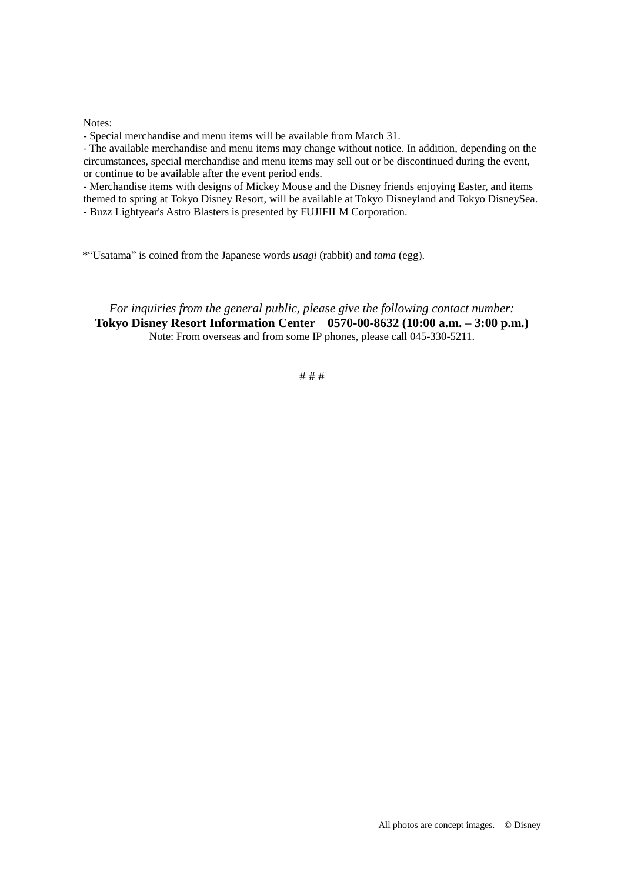Notes:
- Special merchandise and menu items will be available from March 31.
- The available merchandise and menu items may change without notice. In addition, depending on the circumstances, special merchandise and menu items may sell out or be discontinued during the event, or continue to be available after the event period ends.
- Merchandise items with designs of Mickey Mouse and the Disney friends enjoying Easter, and items themed to spring at Tokyo Disney Resort, will be available at Tokyo Disneyland and Tokyo DisneySea.
- Buzz Lightyear's Astro Blasters is presented by FUJIFILM Corporation.

*"Usatama" is coined from the Japanese words *usagi* (rabbit) and *tama* (egg).

*For inquiries from the general public, please give the following contact number:*
**Tokyo Disney Resort Information Center　0570-00-8632 (10:00 a.m. – 3:00 p.m.)**
Note: From overseas and from some IP phones, please call 045-330-5211.

# # #

All photos are concept images.　© Disney